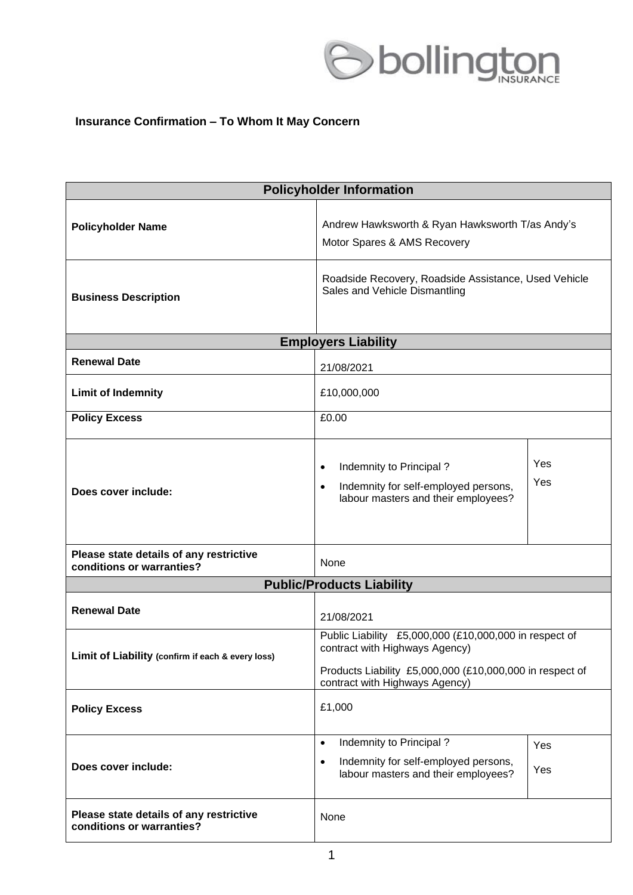**Insurance Confirmation – To Whom It May Concern**

| **Policyholder Information** | | |
|---|---|---|
| **Policyholder Name** | Andrew Hawksworth & Ryan Hawksworth T/as Andy's Motor Spares & AMS Recovery | |
| **Business Description** | Roadside Recovery, Roadside Assistance, Used Vehicle Sales and Vehicle Dismantling | |
| **Employers Liability** | | |
| **Renewal Date** | 21/08/2021 | |
| **Limit of Indemnity** | £10,000,000 | |
| **Policy Excess** | £0.00 | |
| **Does cover include:** | • Indemnity to Principal ?<br>• Indemnity for self-employed persons, labour masters and their employees? | Yes<br>Yes |
| **Please state details of any restrictive conditions or warranties?** | None | |
| **Public/Products Liability** | | |
| **Renewal Date** | 21/08/2021 | |
| **Limit of Liability** (confirm if each & every loss) | Public Liability £5,000,000 (£10,000,000 in respect of contract with Highways Agency)<br>Products Liability £5,000,000 (£10,000,000 in respect of contract with Highways Agency) | |
| **Policy Excess** | £1,000 | |
| **Does cover include:** | • Indemnity to Principal ?<br>• Indemnity for self-employed persons, labour masters and their employees? | Yes<br>Yes |
| **Please state details of any restrictive conditions or warranties?** | None | |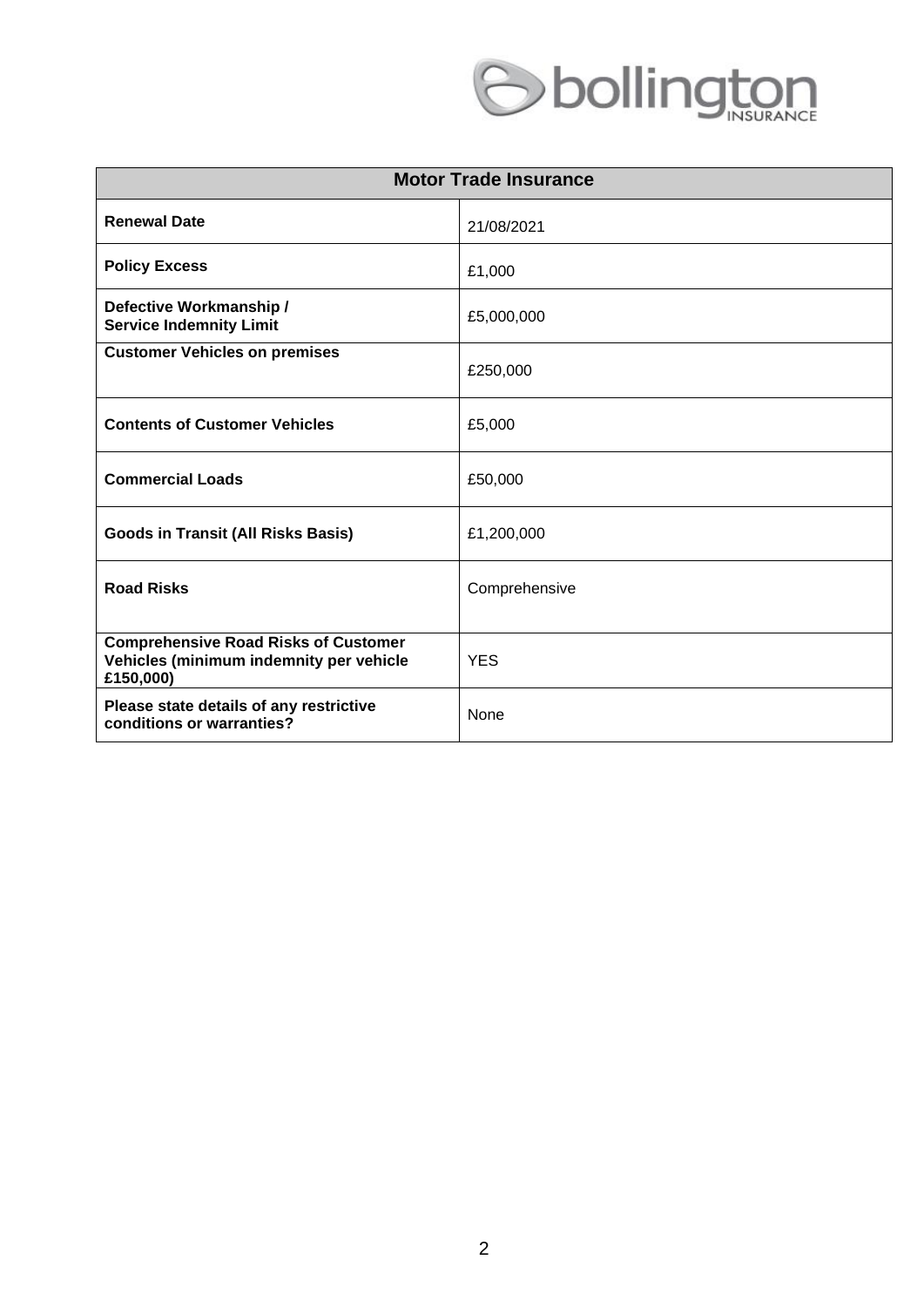| Motor Trade Insurance | |
|---|---|
| **Renewal Date** | 21/08/2021 |
| **Policy Excess** | £1,000 |
| **Defective Workmanship / Service Indemnity Limit** | £5,000,000 |
| **Customer Vehicles on premises** | £250,000 |
| **Contents of Customer Vehicles** | £5,000 |
| **Commercial Loads** | £50,000 |
| **Goods in Transit (All Risks Basis)** | £1,200,000 |
| **Road Risks** | Comprehensive |
| **Comprehensive Road Risks of Customer Vehicles (minimum indemnity per vehicle £150,000)** | YES |
| **Please state details of any restrictive conditions or warranties?** | None |